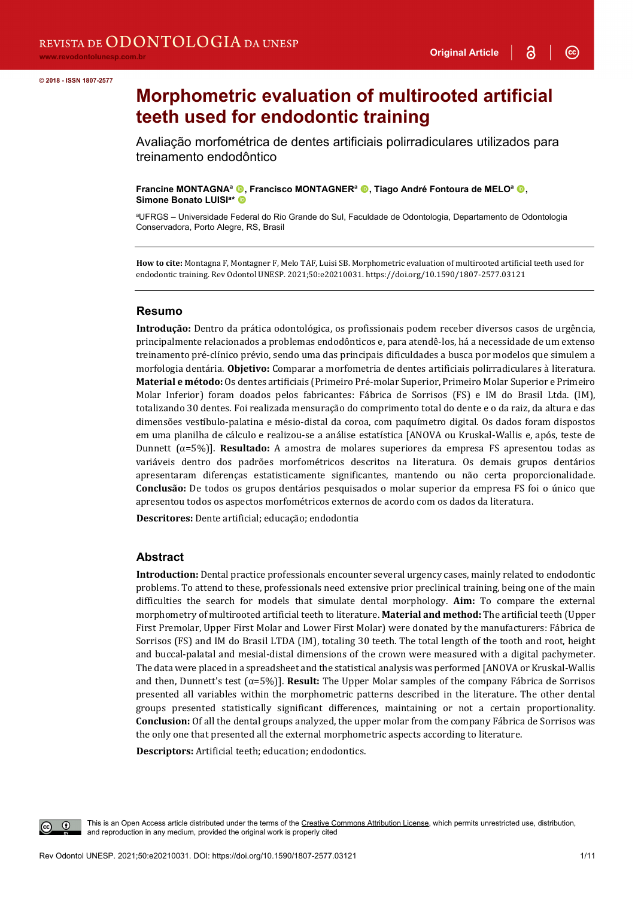© 2018 - ISSN 1807-2577

# Morphometric evaluation of multirooted artificial teeth used for endodontic training

Avaliação morfométrica de dentes artificiais polirradiculares utilizados para treinamento endodôntico

**Francine MONTAGNA**[a], **Francisco MONTAGNER**[a], **Tiago André Fontoura de MELO**[a], **Simone Bonato LUISI**[a]*

[a]UFRGS – Universidade Federal do Rio Grande do Sul, Faculdade de Odontologia, Departamento de Odontologia Conservadora, Porto Alegre, RS, Brasil

**How to cite:** Montagna F, Montagner F, Melo TAF, Luisi SB. Morphometric evaluation of multirooted artificial teeth used for endodontic training. Rev Odontol UNESP. 2021;50:e20210031. https://doi.org/10.1590/1807-2577.03121

## Resumo

**Introdução:** Dentro da prática odontológica, os profissionais podem receber diversos casos de urgência, principalmente relacionados a problemas endodônticos e, para atendê-los, há a necessidade de um extenso treinamento pré-clínico prévio, sendo uma das principais dificuldades a busca por modelos que simulem a morfologia dentária. **Objetivo:** Comparar a morfometria de dentes artificiais polirradiculares à literatura. **Material e método:** Os dentes artificiais (Primeiro Pré-molar Superior, Primeiro Molar Superior e Primeiro Molar Inferior) foram doados pelos fabricantes: Fábrica de Sorrisos (FS) e IM do Brasil Ltda. (IM), totalizando 30 dentes. Foi realizada mensuração do comprimento total do dente e o da raiz, da altura e das dimensões vestíbulo-palatina e mésio-distal da coroa, com paquímetro digital. Os dados foram dispostos em uma planilha de cálculo e realizou-se a análise estatística [ANOVA ou Kruskal-Wallis e, após, teste de Dunnett (α=5%)]. **Resultado:** A amostra de molares superiores da empresa FS apresentou todas as variáveis dentro dos padrões morfométricos descritos na literatura. Os demais grupos dentários apresentaram diferenças estatisticamente significantes, mantendo ou não certa proporcionalidade. **Conclusão:** De todos os grupos dentários pesquisados o molar superior da empresa FS foi o único que apresentou todos os aspectos morfométricos externos de acordo com os dados da literatura.

**Descritores:** Dente artificial; educação; endodontia

## Abstract

**Introduction:** Dental practice professionals encounter several urgency cases, mainly related to endodontic problems. To attend to these, professionals need extensive prior preclinical training, being one of the main difficulties the search for models that simulate dental morphology. **Aim:** To compare the external morphometry of multirooted artificial teeth to literature. **Material and method:** The artificial teeth (Upper First Premolar, Upper First Molar and Lower First Molar) were donated by the manufacturers: Fábrica de Sorrisos (FS) and IM do Brasil LTDA (IM), totaling 30 teeth. The total length of the tooth and root, height and buccal-palatal and mesial-distal dimensions of the crown were measured with a digital pachymeter. The data were placed in a spreadsheet and the statistical analysis was performed [ANOVA or Kruskal-Wallis and then, Dunnett's test (α=5%)]. **Result:** The Upper Molar samples of the company Fábrica de Sorrisos presented all variables within the morphometric patterns described in the literature. The other dental groups presented statistically significant differences, maintaining or not a certain proportionality. **Conclusion:** Of all the dental groups analyzed, the upper molar from the company Fábrica de Sorrisos was the only one that presented all the external morphometric aspects according to literature.

**Descriptors:** Artificial teeth; education; endodontics.

This is an Open Access article distributed under the terms of the Creative Commons Attribution License, which permits unrestricted use, distribution, and reproduction in any medium, provided the original work is properly cited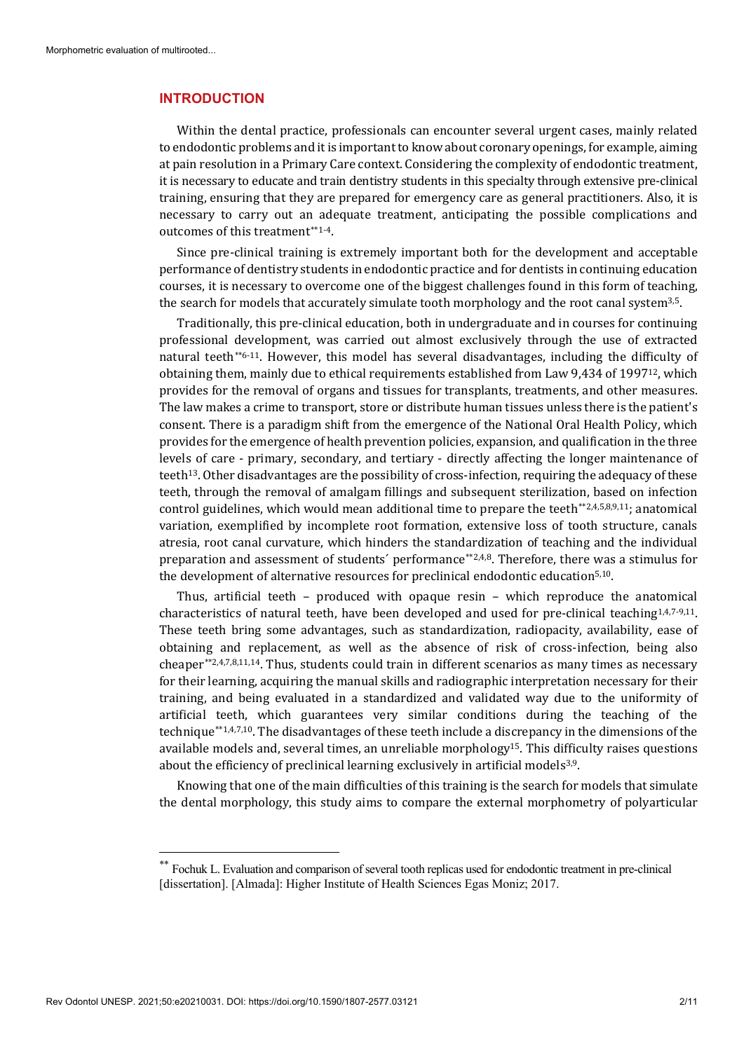## INTRODUCTION

Within the dental practice, professionals can encounter several urgent cases, mainly related to endodontic problems and it is important to know about coronary openings, for example, aiming at pain resolution in a Primary Care context. Considering the complexity of endodontic treatment, it is necessary to educate and train dentistry students in this specialty through extensive pre-clinical training, ensuring that they are prepared for emergency care as general practitioners. Also, it is necessary to carry out an adequate treatment, anticipating the possible complications and outcomes of this treatment[**1-4].

Since pre-clinical training is extremely important both for the development and acceptable performance of dentistry students in endodontic practice and for dentists in continuing education courses, it is necessary to overcome one of the biggest challenges found in this form of teaching, the search for models that accurately simulate tooth morphology and the root canal system[3,5].

Traditionally, this pre-clinical education, both in undergraduate and in courses for continuing professional development, was carried out almost exclusively through the use of extracted natural teeth[**6-11]. However, this model has several disadvantages, including the difficulty of obtaining them, mainly due to ethical requirements established from Law 9,434 of 1997[12], which provides for the removal of organs and tissues for transplants, treatments, and other measures. The law makes a crime to transport, store or distribute human tissues unless there is the patient's consent. There is a paradigm shift from the emergence of the National Oral Health Policy, which provides for the emergence of health prevention policies, expansion, and qualification in the three levels of care - primary, secondary, and tertiary - directly affecting the longer maintenance of teeth[13]. Other disadvantages are the possibility of cross-infection, requiring the adequacy of these teeth, through the removal of amalgam fillings and subsequent sterilization, based on infection control guidelines, which would mean additional time to prepare the teeth[**2,4,5,8,9,11]; anatomical variation, exemplified by incomplete root formation, extensive loss of tooth structure, canals atresia, root canal curvature, which hinders the standardization of teaching and the individual preparation and assessment of students´ performance[**2,4,8]. Therefore, there was a stimulus for the development of alternative resources for preclinical endodontic education[5,10].

Thus, artificial teeth – produced with opaque resin – which reproduce the anatomical characteristics of natural teeth, have been developed and used for pre-clinical teaching[1,4,7-9,11]. These teeth bring some advantages, such as standardization, radiopacity, availability, ease of obtaining and replacement, as well as the absence of risk of cross-infection, being also cheaper[**2,4,7,8,11,14]. Thus, students could train in different scenarios as many times as necessary for their learning, acquiring the manual skills and radiographic interpretation necessary for their training, and being evaluated in a standardized and validated way due to the uniformity of artificial teeth, which guarantees very similar conditions during the teaching of the technique[**1,4,7,10]. The disadvantages of these teeth include a discrepancy in the dimensions of the available models and, several times, an unreliable morphology[15]. This difficulty raises questions about the efficiency of preclinical learning exclusively in artificial models[3,9].

Knowing that one of the main difficulties of this training is the search for models that simulate the dental morphology, this study aims to compare the external morphometry of polyarticular

---

[**] Fochuk L. Evaluation and comparison of several tooth replicas used for endodontic treatment in pre-clinical [dissertation]. [Almada]: Higher Institute of Health Sciences Egas Moniz; 2017.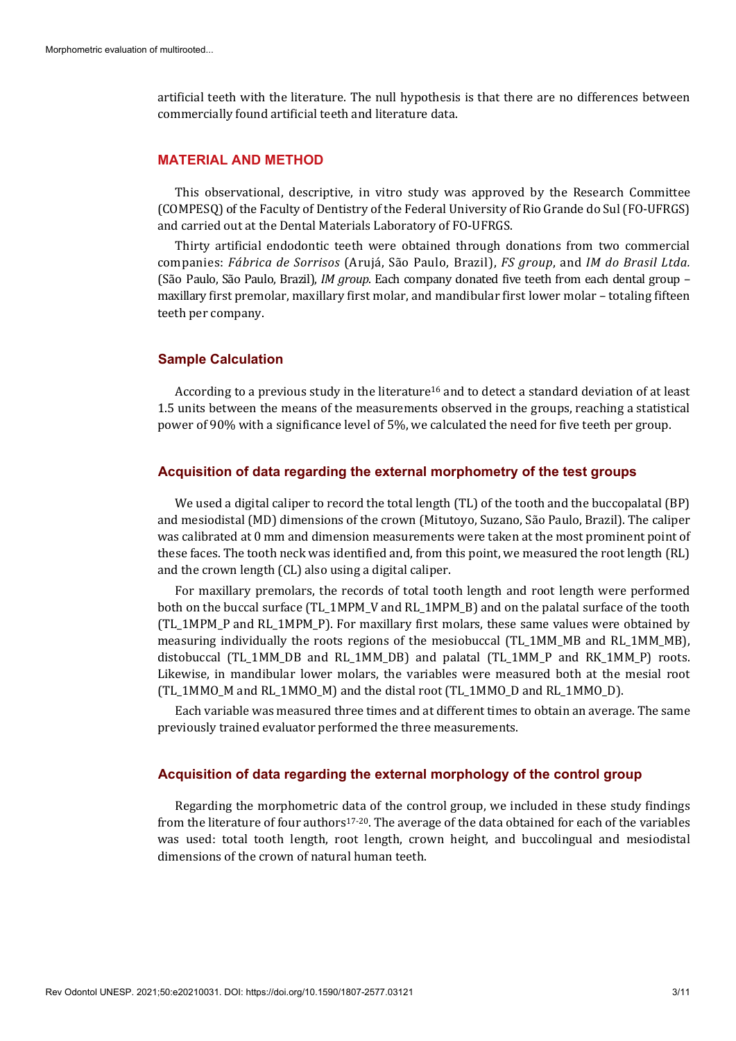artificial teeth with the literature. The null hypothesis is that there are no differences between commercially found artificial teeth and literature data.

## MATERIAL AND METHOD

This observational, descriptive, in vitro study was approved by the Research Committee (COMPESQ) of the Faculty of Dentistry of the Federal University of Rio Grande do Sul (FO-UFRGS) and carried out at the Dental Materials Laboratory of FO-UFRGS.

Thirty artificial endodontic teeth were obtained through donations from two commercial companies: *Fábrica de Sorrisos* (Arujá, São Paulo, Brazil), *FS group*, and *IM do Brasil Ltda.* (São Paulo, São Paulo, Brazil), *IM group*. Each company donated five teeth from each dental group – maxillary first premolar, maxillary first molar, and mandibular first lower molar – totaling fifteen teeth per company.

### Sample Calculation

According to a previous study in the literature[16] and to detect a standard deviation of at least 1.5 units between the means of the measurements observed in the groups, reaching a statistical power of 90% with a significance level of 5%, we calculated the need for five teeth per group.

### Acquisition of data regarding the external morphometry of the test groups

We used a digital caliper to record the total length (TL) of the tooth and the buccopalatal (BP) and mesiodistal (MD) dimensions of the crown (Mitutoyo, Suzano, São Paulo, Brazil). The caliper was calibrated at 0 mm and dimension measurements were taken at the most prominent point of these faces. The tooth neck was identified and, from this point, we measured the root length (RL) and the crown length (CL) also using a digital caliper.

For maxillary premolars, the records of total tooth length and root length were performed both on the buccal surface (TL_1MPM_V and RL_1MPM_B) and on the palatal surface of the tooth (TL_1MPM_P and RL_1MPM_P). For maxillary first molars, these same values were obtained by measuring individually the roots regions of the mesiobuccal (TL_1MM_MB and RL_1MM_MB), distobuccal (TL_1MM_DB and RL_1MM_DB) and palatal (TL_1MM_P and RK_1MM_P) roots. Likewise, in mandibular lower molars, the variables were measured both at the mesial root (TL_1MMO_M and RL_1MMO_M) and the distal root (TL_1MMO_D and RL_1MMO_D).

Each variable was measured three times and at different times to obtain an average. The same previously trained evaluator performed the three measurements.

### Acquisition of data regarding the external morphology of the control group

Regarding the morphometric data of the control group, we included in these study findings from the literature of four authors[17-20]. The average of the data obtained for each of the variables was used: total tooth length, root length, crown height, and buccolingual and mesiodistal dimensions of the crown of natural human teeth.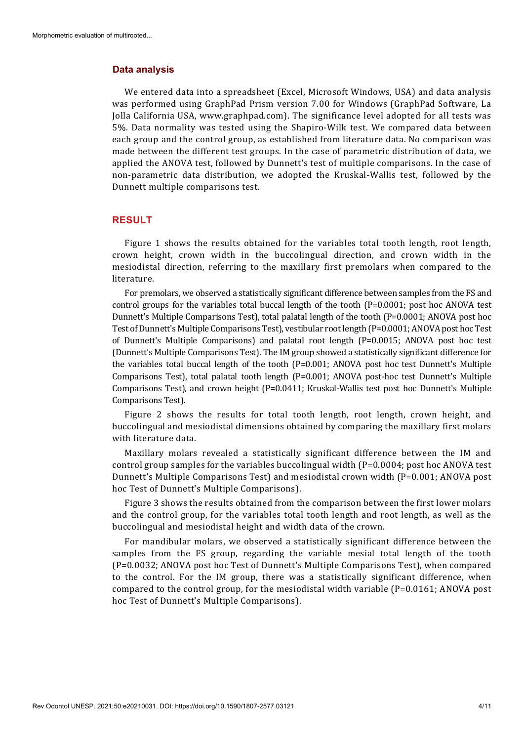## Data analysis

We entered data into a spreadsheet (Excel, Microsoft Windows, USA) and data analysis was performed using GraphPad Prism version 7.00 for Windows (GraphPad Software, La Jolla California USA, www.graphpad.com). The significance level adopted for all tests was 5%. Data normality was tested using the Shapiro-Wilk test. We compared data between each group and the control group, as established from literature data. No comparison was made between the different test groups. In the case of parametric distribution of data, we applied the ANOVA test, followed by Dunnett's test of multiple comparisons. In the case of non-parametric data distribution, we adopted the Kruskal-Wallis test, followed by the Dunnett multiple comparisons test.

## RESULT

Figure 1 shows the results obtained for the variables total tooth length, root length, crown height, crown width in the buccolingual direction, and crown width in the mesiodistal direction, referring to the maxillary first premolars when compared to the literature.

For premolars, we observed a statistically significant difference between samples from the FS and control groups for the variables total buccal length of the tooth (P=0.0001; post hoc ANOVA test Dunnett's Multiple Comparisons Test), total palatal length of the tooth (P=0.0001; ANOVA post hoc Test of Dunnett's Multiple Comparisons Test), vestibular root length (P=0.0001; ANOVA post hoc Test of Dunnett's Multiple Comparisons) and palatal root length (P=0.0015; ANOVA post hoc test (Dunnett's Multiple Comparisons Test). The IM group showed a statistically significant difference for the variables total buccal length of the tooth (P=0.001; ANOVA post hoc test Dunnett's Multiple Comparisons Test), total palatal tooth length (P=0.001; ANOVA post-hoc test Dunnett's Multiple Comparisons Test), and crown height (P=0.0411; Kruskal-Wallis test post hoc Dunnett's Multiple Comparisons Test).

Figure 2 shows the results for total tooth length, root length, crown height, and buccolingual and mesiodistal dimensions obtained by comparing the maxillary first molars with literature data.

Maxillary molars revealed a statistically significant difference between the IM and control group samples for the variables buccolingual width (P=0.0004; post hoc ANOVA test Dunnett's Multiple Comparisons Test) and mesiodistal crown width (P=0.001; ANOVA post hoc Test of Dunnett's Multiple Comparisons).

Figure 3 shows the results obtained from the comparison between the first lower molars and the control group, for the variables total tooth length and root length, as well as the buccolingual and mesiodistal height and width data of the crown.

For mandibular molars, we observed a statistically significant difference between the samples from the FS group, regarding the variable mesial total length of the tooth (P=0.0032; ANOVA post hoc Test of Dunnett's Multiple Comparisons Test), when compared to the control. For the IM group, there was a statistically significant difference, when compared to the control group, for the mesiodistal width variable (P=0.0161; ANOVA post hoc Test of Dunnett's Multiple Comparisons).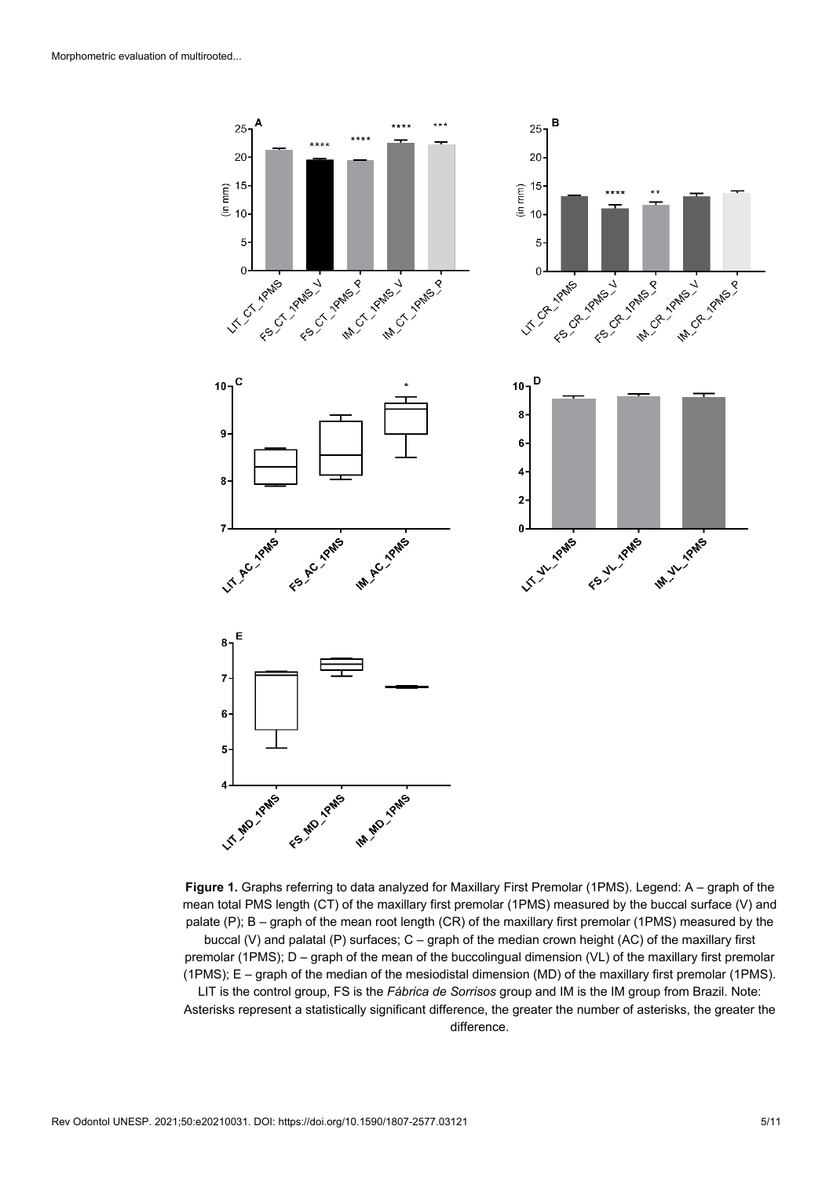**Figure 1.** Graphs referring to data analyzed for Maxillary First Premolar (1PMS). Legend: A – graph of the mean total PMS length (CT) of the maxillary first premolar (1PMS) measured by the buccal surface (V) and palate (P); B – graph of the mean root length (CR) of the maxillary first premolar (1PMS) measured by the buccal (V) and palatal (P) surfaces; C – graph of the median crown height (AC) of the maxillary first premolar (1PMS); D – graph of the mean of the buccolingual dimension (VL) of the maxillary first premolar (1PMS); E – graph of the median of the mesiodistal dimension (MD) of the maxillary first premolar (1PMS). LIT is the control group, FS is the *Fábrica de Sorrisos* group and IM is the IM group from Brazil. Note: Asterisks represent a statistically significant difference, the greater the number of asterisks, the greater the difference.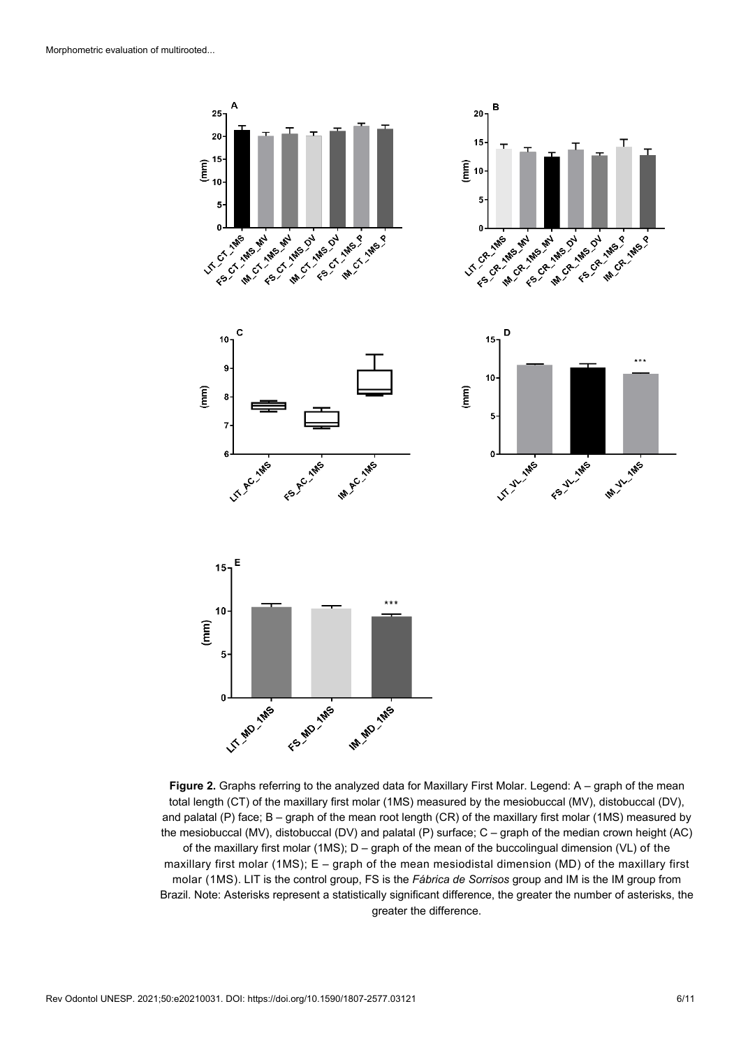**Figure 2.** Graphs referring to the analyzed data for Maxillary First Molar. Legend: A – graph of the mean total length (CT) of the maxillary first molar (1MS) measured by the mesiobuccal (MV), distobuccal (DV), and palatal (P) face; B – graph of the mean root length (CR) of the maxillary first molar (1MS) measured by the mesiobuccal (MV), distobuccal (DV) and palatal (P) surface; C – graph of the median crown height (AC) of the maxillary first molar (1MS); D – graph of the mean of the buccolingual dimension (VL) of the maxillary first molar (1MS); E – graph of the mean mesiodistal dimension (MD) of the maxillary first molar (1MS). LIT is the control group, FS is the *Fábrica de Sorrisos* group and IM is the IM group from Brazil. Note: Asterisks represent a statistically significant difference, the greater the number of asterisks, the greater the difference.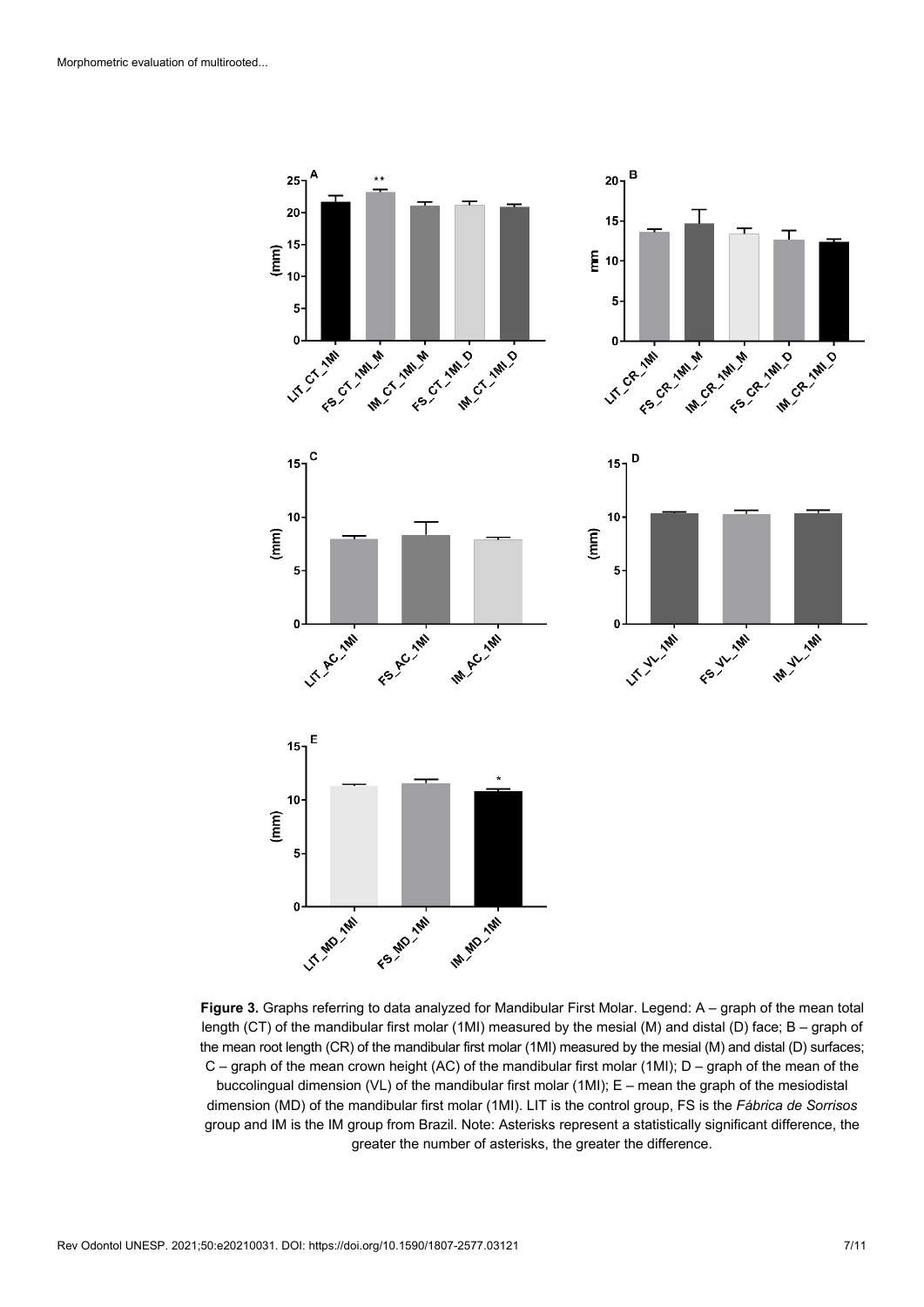**Figure 3.** Graphs referring to data analyzed for Mandibular First Molar. Legend: A – graph of the mean total length (CT) of the mandibular first molar (1MI) measured by the mesial (M) and distal (D) face; B – graph of the mean root length (CR) of the mandibular first molar (1MI) measured by the mesial (M) and distal (D) surfaces; C – graph of the mean crown height (AC) of the mandibular first molar (1MI); D – graph of the mean of the buccolingual dimension (VL) of the mandibular first molar (1MI); E – mean the graph of the mesiodistal dimension (MD) of the mandibular first molar (1MI). LIT is the control group, FS is the *Fábrica de Sorrisos* group and IM is the IM group from Brazil. Note: Asterisks represent a statistically significant difference, the greater the number of asterisks, the greater the difference.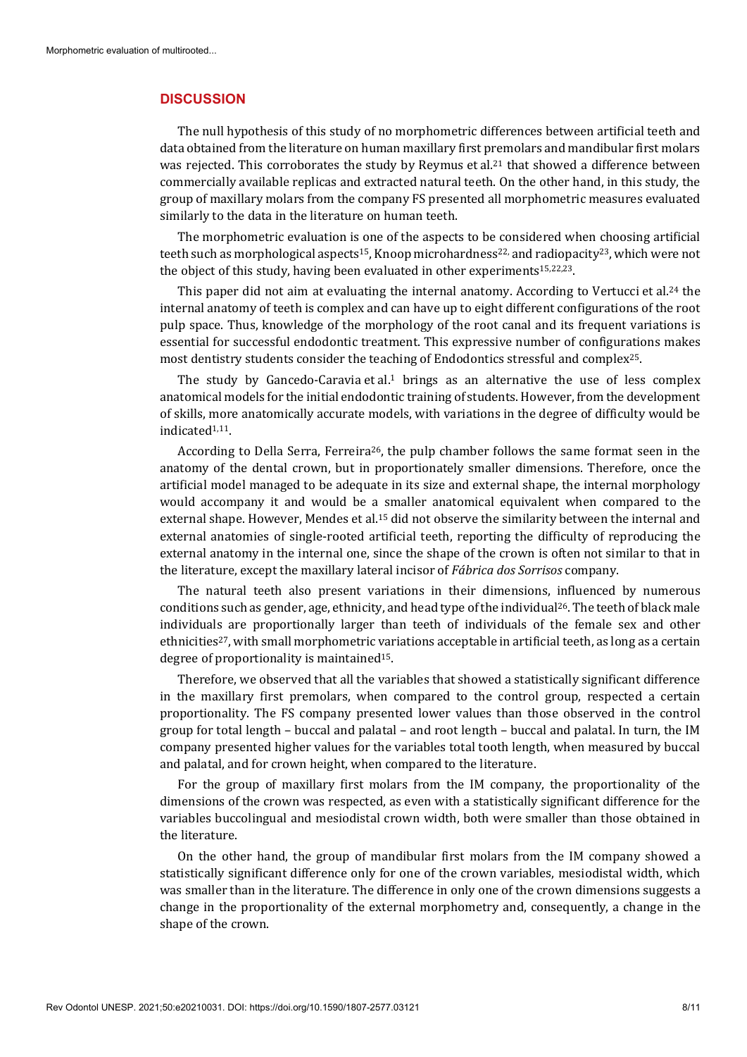## DISCUSSION

The null hypothesis of this study of no morphometric differences between artificial teeth and data obtained from the literature on human maxillary first premolars and mandibular first molars was rejected. This corroborates the study by Reymus et al.[21] that showed a difference between commercially available replicas and extracted natural teeth. On the other hand, in this study, the group of maxillary molars from the company FS presented all morphometric measures evaluated similarly to the data in the literature on human teeth.

The morphometric evaluation is one of the aspects to be considered when choosing artificial teeth such as morphological aspects[15], Knoop microhardness[22,] and radiopacity[23], which were not the object of this study, having been evaluated in other experiments[15,22,23].

This paper did not aim at evaluating the internal anatomy. According to Vertucci et al.[24] the internal anatomy of teeth is complex and can have up to eight different configurations of the root pulp space. Thus, knowledge of the morphology of the root canal and its frequent variations is essential for successful endodontic treatment. This expressive number of configurations makes most dentistry students consider the teaching of Endodontics stressful and complex[25].

The study by Gancedo-Caravia et al.[1] brings as an alternative the use of less complex anatomical models for the initial endodontic training of students. However, from the development of skills, more anatomically accurate models, with variations in the degree of difficulty would be indicated[1,11].

According to Della Serra, Ferreira[26], the pulp chamber follows the same format seen in the anatomy of the dental crown, but in proportionately smaller dimensions. Therefore, once the artificial model managed to be adequate in its size and external shape, the internal morphology would accompany it and would be a smaller anatomical equivalent when compared to the external shape. However, Mendes et al.[15] did not observe the similarity between the internal and external anatomies of single-rooted artificial teeth, reporting the difficulty of reproducing the external anatomy in the internal one, since the shape of the crown is often not similar to that in the literature, except the maxillary lateral incisor of *Fábrica dos Sorrisos* company.

The natural teeth also present variations in their dimensions, influenced by numerous conditions such as gender, age, ethnicity, and head type of the individual[26]. The teeth of black male individuals are proportionally larger than teeth of individuals of the female sex and other ethnicities[27], with small morphometric variations acceptable in artificial teeth, as long as a certain degree of proportionality is maintained[15].

Therefore, we observed that all the variables that showed a statistically significant difference in the maxillary first premolars, when compared to the control group, respected a certain proportionality. The FS company presented lower values than those observed in the control group for total length – buccal and palatal – and root length – buccal and palatal. In turn, the IM company presented higher values for the variables total tooth length, when measured by buccal and palatal, and for crown height, when compared to the literature.

For the group of maxillary first molars from the IM company, the proportionality of the dimensions of the crown was respected, as even with a statistically significant difference for the variables buccolingual and mesiodistal crown width, both were smaller than those obtained in the literature.

On the other hand, the group of mandibular first molars from the IM company showed a statistically significant difference only for one of the crown variables, mesiodistal width, which was smaller than in the literature. The difference in only one of the crown dimensions suggests a change in the proportionality of the external morphometry and, consequently, a change in the shape of the crown.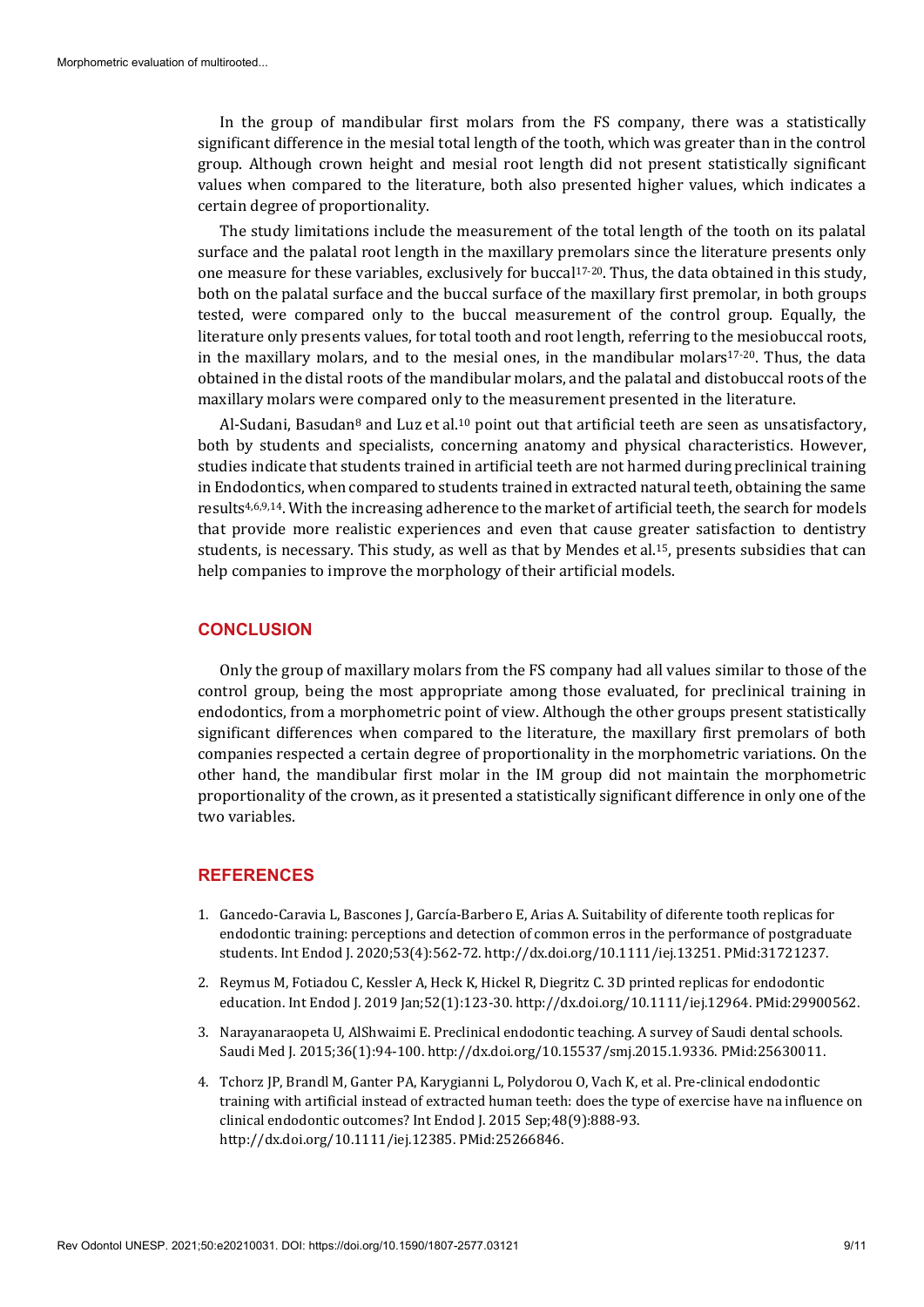In the group of mandibular first molars from the FS company, there was a statistically significant difference in the mesial total length of the tooth, which was greater than in the control group. Although crown height and mesial root length did not present statistically significant values when compared to the literature, both also presented higher values, which indicates a certain degree of proportionality.

The study limitations include the measurement of the total length of the tooth on its palatal surface and the palatal root length in the maxillary premolars since the literature presents only one measure for these variables, exclusively for buccal[17-20]. Thus, the data obtained in this study, both on the palatal surface and the buccal surface of the maxillary first premolar, in both groups tested, were compared only to the buccal measurement of the control group. Equally, the literature only presents values, for total tooth and root length, referring to the mesiobuccal roots, in the maxillary molars, and to the mesial ones, in the mandibular molars[17-20]. Thus, the data obtained in the distal roots of the mandibular molars, and the palatal and distobuccal roots of the maxillary molars were compared only to the measurement presented in the literature.

Al-Sudani, Basudan[8] and Luz et al.[10] point out that artificial teeth are seen as unsatisfactory, both by students and specialists, concerning anatomy and physical characteristics. However, studies indicate that students trained in artificial teeth are not harmed during preclinical training in Endodontics, when compared to students trained in extracted natural teeth, obtaining the same results[4,6,9,14]. With the increasing adherence to the market of artificial teeth, the search for models that provide more realistic experiences and even that cause greater satisfaction to dentistry students, is necessary. This study, as well as that by Mendes et al.[15], presents subsidies that can help companies to improve the morphology of their artificial models.

## CONCLUSION

Only the group of maxillary molars from the FS company had all values similar to those of the control group, being the most appropriate among those evaluated, for preclinical training in endodontics, from a morphometric point of view. Although the other groups present statistically significant differences when compared to the literature, the maxillary first premolars of both companies respected a certain degree of proportionality in the morphometric variations. On the other hand, the mandibular first molar in the IM group did not maintain the morphometric proportionality of the crown, as it presented a statistically significant difference in only one of the two variables.

## REFERENCES

1. Gancedo-Caravia L, Bascones J, García-Barbero E, Arias A. Suitability of diferente tooth replicas for endodontic training: perceptions and detection of common erros in the performance of postgraduate students. Int Endod J. 2020;53(4):562-72. http://dx.doi.org/10.1111/iej.13251. PMid:31721237.
2. Reymus M, Fotiadou C, Kessler A, Heck K, Hickel R, Diegritz C. 3D printed replicas for endodontic education. Int Endod J. 2019 Jan;52(1):123-30. http://dx.doi.org/10.1111/iej.12964. PMid:29900562.
3. Narayanaraopeta U, AlShwaimi E. Preclinical endodontic teaching. A survey of Saudi dental schools. Saudi Med J. 2015;36(1):94-100. http://dx.doi.org/10.15537/smj.2015.1.9336. PMid:25630011.
4. Tchorz JP, Brandl M, Ganter PA, Karygianni L, Polydorou O, Vach K, et al. Pre-clinical endodontic training with artificial instead of extracted human teeth: does the type of exercise have na influence on clinical endodontic outcomes? Int Endod J. 2015 Sep;48(9):888-93. http://dx.doi.org/10.1111/iej.12385. PMid:25266846.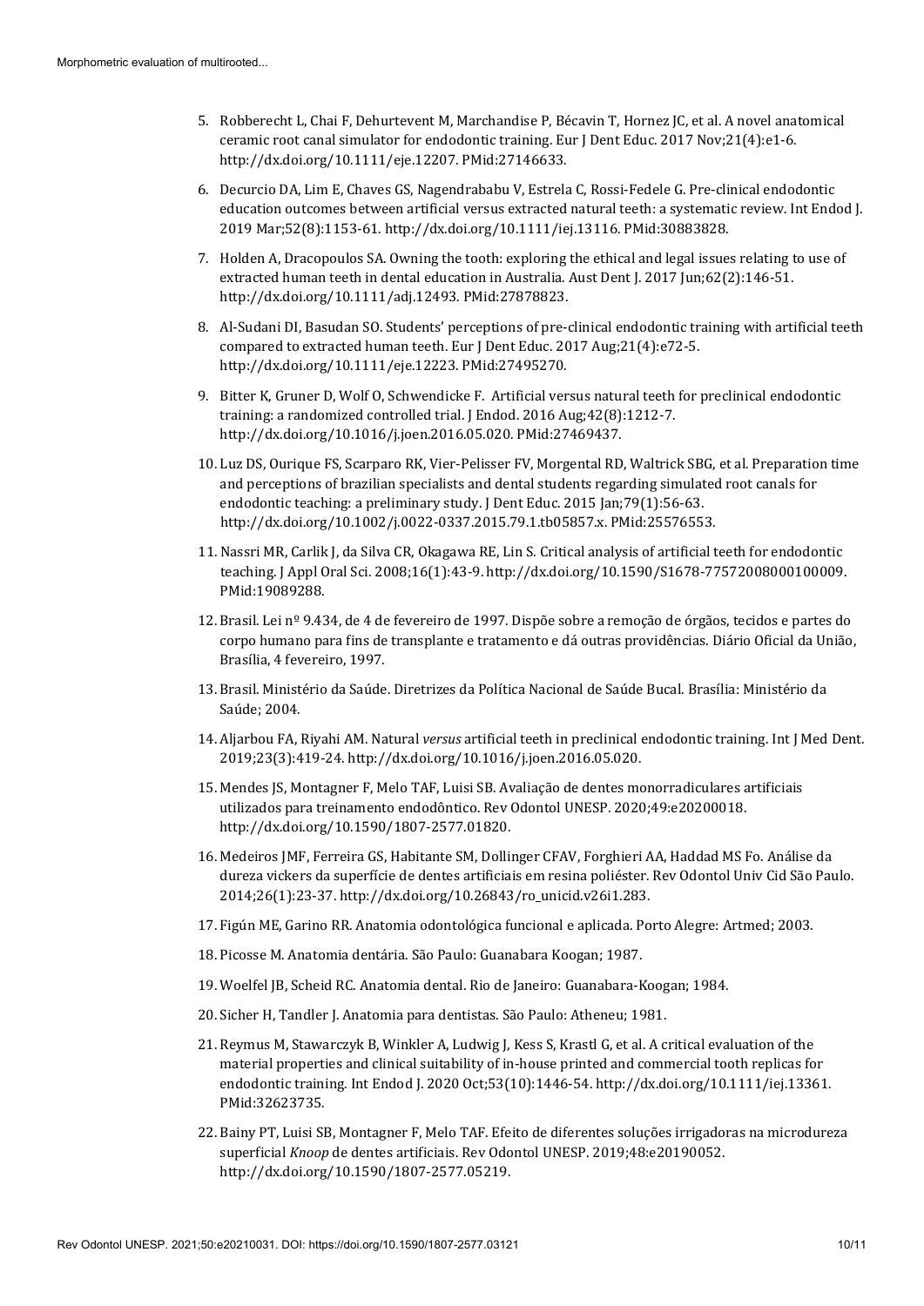5. Robberecht L, Chai F, Dehurtevent M, Marchandise P, Bécavin T, Hornez JC, et al. A novel anatomical ceramic root canal simulator for endodontic training. Eur J Dent Educ. 2017 Nov;21(4):e1-6. http://dx.doi.org/10.1111/eje.12207. PMid:27146633.
6. Decurcio DA, Lim E, Chaves GS, Nagendrababu V, Estrela C, Rossi-Fedele G. Pre-clinical endodontic education outcomes between artificial versus extracted natural teeth: a systematic review. Int Endod J. 2019 Mar;52(8):1153-61. http://dx.doi.org/10.1111/iej.13116. PMid:30883828.
7. Holden A, Dracopoulos SA. Owning the tooth: exploring the ethical and legal issues relating to use of extracted human teeth in dental education in Australia. Aust Dent J. 2017 Jun;62(2):146-51. http://dx.doi.org/10.1111/adj.12493. PMid:27878823.
8. Al-Sudani DI, Basudan SO. Students' perceptions of pre-clinical endodontic training with artificial teeth compared to extracted human teeth. Eur J Dent Educ. 2017 Aug;21(4):e72-5. http://dx.doi.org/10.1111/eje.12223. PMid:27495270.
9. Bitter K, Gruner D, Wolf O, Schwendicke F. Artificial versus natural teeth for preclinical endodontic training: a randomized controlled trial. J Endod. 2016 Aug;42(8):1212-7. http://dx.doi.org/10.1016/j.joen.2016.05.020. PMid:27469437.
10. Luz DS, Ourique FS, Scarparo RK, Vier-Pelisser FV, Morgental RD, Waltrick SBG, et al. Preparation time and perceptions of brazilian specialists and dental students regarding simulated root canals for endodontic teaching: a preliminary study. J Dent Educ. 2015 Jan;79(1):56-63. http://dx.doi.org/10.1002/j.0022-0337.2015.79.1.tb05857.x. PMid:25576553.
11. Nassri MR, Carlik J, da Silva CR, Okagawa RE, Lin S. Critical analysis of artificial teeth for endodontic teaching. J Appl Oral Sci. 2008;16(1):43-9. http://dx.doi.org/10.1590/S1678-77572008000100009. PMid:19089288.
12. Brasil. Lei nº 9.434, de 4 de fevereiro de 1997. Dispõe sobre a remoção de órgãos, tecidos e partes do corpo humano para fins de transplante e tratamento e dá outras providências. Diário Oficial da União, Brasília, 4 fevereiro, 1997.
13. Brasil. Ministério da Saúde. Diretrizes da Política Nacional de Saúde Bucal. Brasília: Ministério da Saúde; 2004.
14. Aljarbou FA, Riyahi AM. Natural *versus* artificial teeth in preclinical endodontic training. Int J Med Dent. 2019;23(3):419-24. http://dx.doi.org/10.1016/j.joen.2016.05.020.
15. Mendes JS, Montagner F, Melo TAF, Luisi SB. Avaliação de dentes monorradiculares artificiais utilizados para treinamento endodôntico. Rev Odontol UNESP. 2020;49:e20200018. http://dx.doi.org/10.1590/1807-2577.01820.
16. Medeiros JMF, Ferreira GS, Habitante SM, Dollinger CFAV, Forghieri AA, Haddad MS Fo. Análise da dureza vickers da superfície de dentes artificiais em resina poliéster. Rev Odontol Univ Cid São Paulo. 2014;26(1):23-37. http://dx.doi.org/10.26843/ro_unicid.v26i1.283.
17. Figún ME, Garino RR. Anatomia odontológica funcional e aplicada. Porto Alegre: Artmed; 2003.
18. Picosse M. Anatomia dentária. São Paulo: Guanabara Koogan; 1987.
19. Woelfel JB, Scheid RC. Anatomia dental. Rio de Janeiro: Guanabara-Koogan; 1984.
20. Sicher H, Tandler J. Anatomia para dentistas. São Paulo: Atheneu; 1981.
21. Reymus M, Stawarczyk B, Winkler A, Ludwig J, Kess S, Krastl G, et al. A critical evaluation of the material properties and clinical suitability of in-house printed and commercial tooth replicas for endodontic training. Int Endod J. 2020 Oct;53(10):1446-54. http://dx.doi.org/10.1111/iej.13361. PMid:32623735.
22. Bainy PT, Luisi SB, Montagner F, Melo TAF. Efeito de diferentes soluções irrigadoras na microdureza superficial *Knoop* de dentes artificiais. Rev Odontol UNESP. 2019;48:e20190052. http://dx.doi.org/10.1590/1807-2577.05219.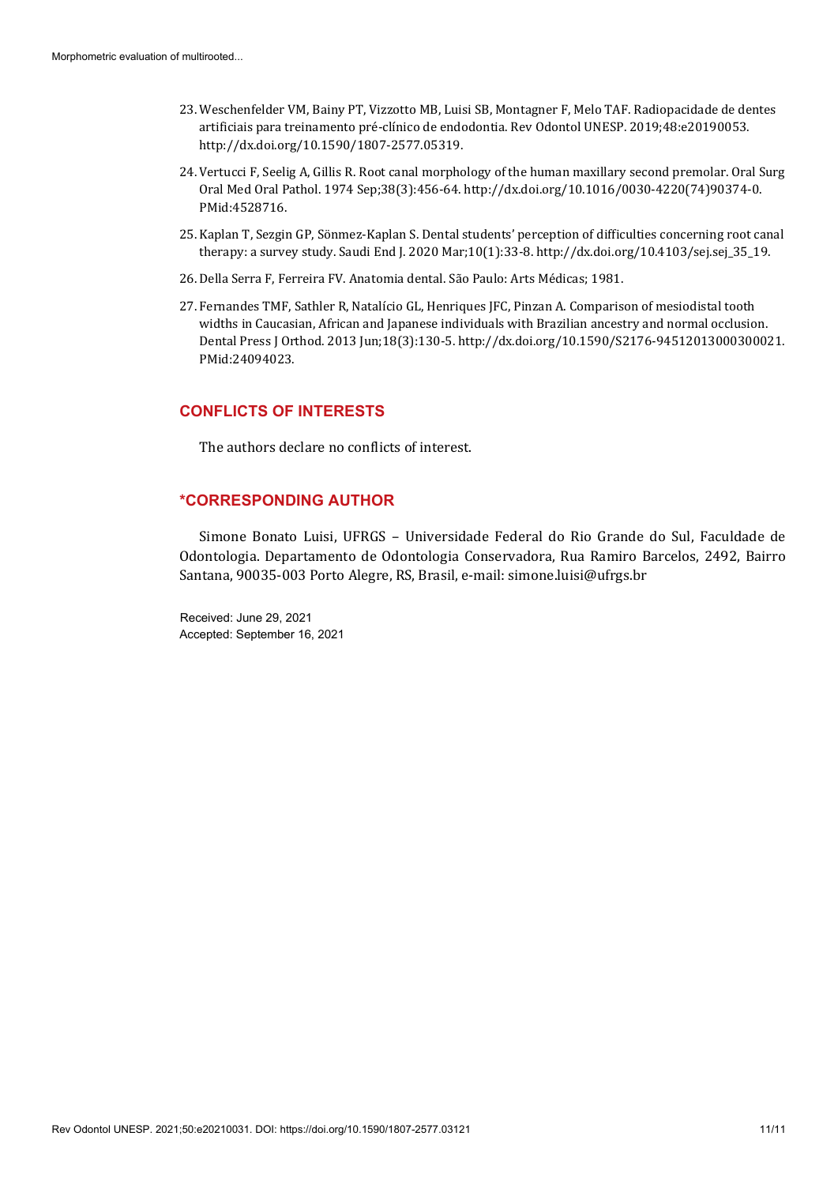23. Weschenfelder VM, Bainy PT, Vizzotto MB, Luisi SB, Montagner F, Melo TAF. Radiopacidade de dentes artificiais para treinamento pré-clínico de endodontia. Rev Odontol UNESP. 2019;48:e20190053. http://dx.doi.org/10.1590/1807-2577.05319.
24. Vertucci F, Seelig A, Gillis R. Root canal morphology of the human maxillary second premolar. Oral Surg Oral Med Oral Pathol. 1974 Sep;38(3):456-64. http://dx.doi.org/10.1016/0030-4220(74)90374-0. PMid:4528716.
25. Kaplan T, Sezgin GP, Sönmez-Kaplan S. Dental students' perception of difficulties concerning root canal therapy: a survey study. Saudi End J. 2020 Mar;10(1):33-8. http://dx.doi.org/10.4103/sej.sej_35_19.
26. Della Serra F, Ferreira FV. Anatomia dental. São Paulo: Arts Médicas; 1981.
27. Fernandes TMF, Sathler R, Natalício GL, Henriques JFC, Pinzan A. Comparison of mesiodistal tooth widths in Caucasian, African and Japanese individuals with Brazilian ancestry and normal occlusion. Dental Press J Orthod. 2013 Jun;18(3):130-5. http://dx.doi.org/10.1590/S2176-94512013000300021. PMid:24094023.

## CONFLICTS OF INTERESTS

The authors declare no conflicts of interest.

## *CORRESPONDING AUTHOR

Simone Bonato Luisi, UFRGS – Universidade Federal do Rio Grande do Sul, Faculdade de Odontologia. Departamento de Odontologia Conservadora, Rua Ramiro Barcelos, 2492, Bairro Santana, 90035-003 Porto Alegre, RS, Brasil, e-mail: simone.luisi@ufrgs.br

Received: June 29, 2021
Accepted: September 16, 2021